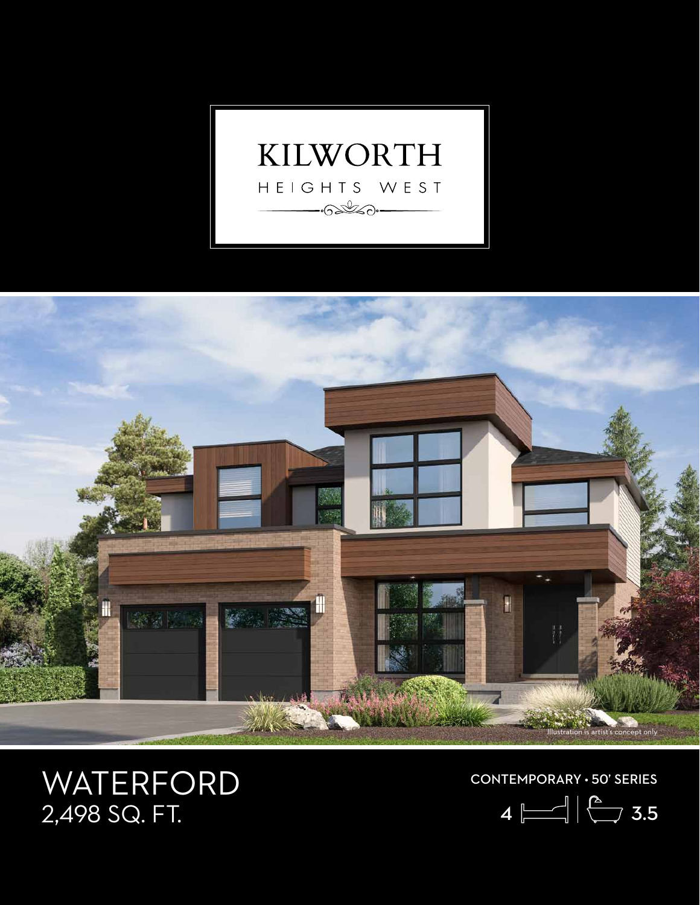# KILWORTH
HEIGHTS WEST

Illustration is artist's concept only

# WATERFORD
2,498 SQ. FT.

CONTEMPORARY • 50' SERIES

4 Bedrooms | 3.5 Bathrooms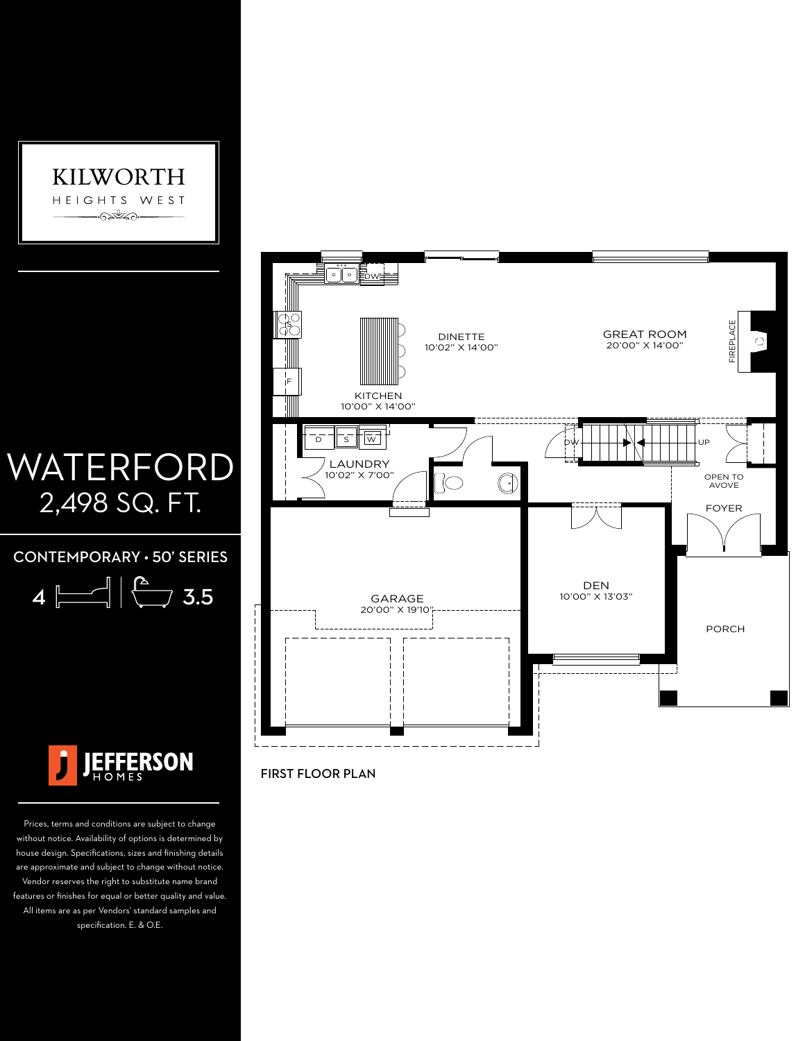KILWORTH

HEIGHTS WEST

# WATERFORD
## 2,498 SQ. FT.

CONTEMPORARY • 50' SERIES

4 | 3.5

JEFFERSON HOMES

Prices, terms and conditions are subject to change without notice. Availability of options is determined by house design. Specifications, sizes and finishing details are approximate and subject to change without notice. Vendor reserves the right to substitute name brand features or finishes for equal or better quality and value. All items are as per Vendors' standard samples and specification. E. & O.E.

DW

S

F

DINETTE
10'02" X 14'00"

GREAT ROOM
20'00" X 14'00"

FIREPLACE

KITCHEN
10'00" X 14'00"

D S W

LAUNDRY
10'02" X 7'00"

DW

UP

OPEN TO AVOVE

FOYER

GARAGE
20'00" X 19'10"

DEN
10'00" X 13'03"

PORCH

FIRST FLOOR PLAN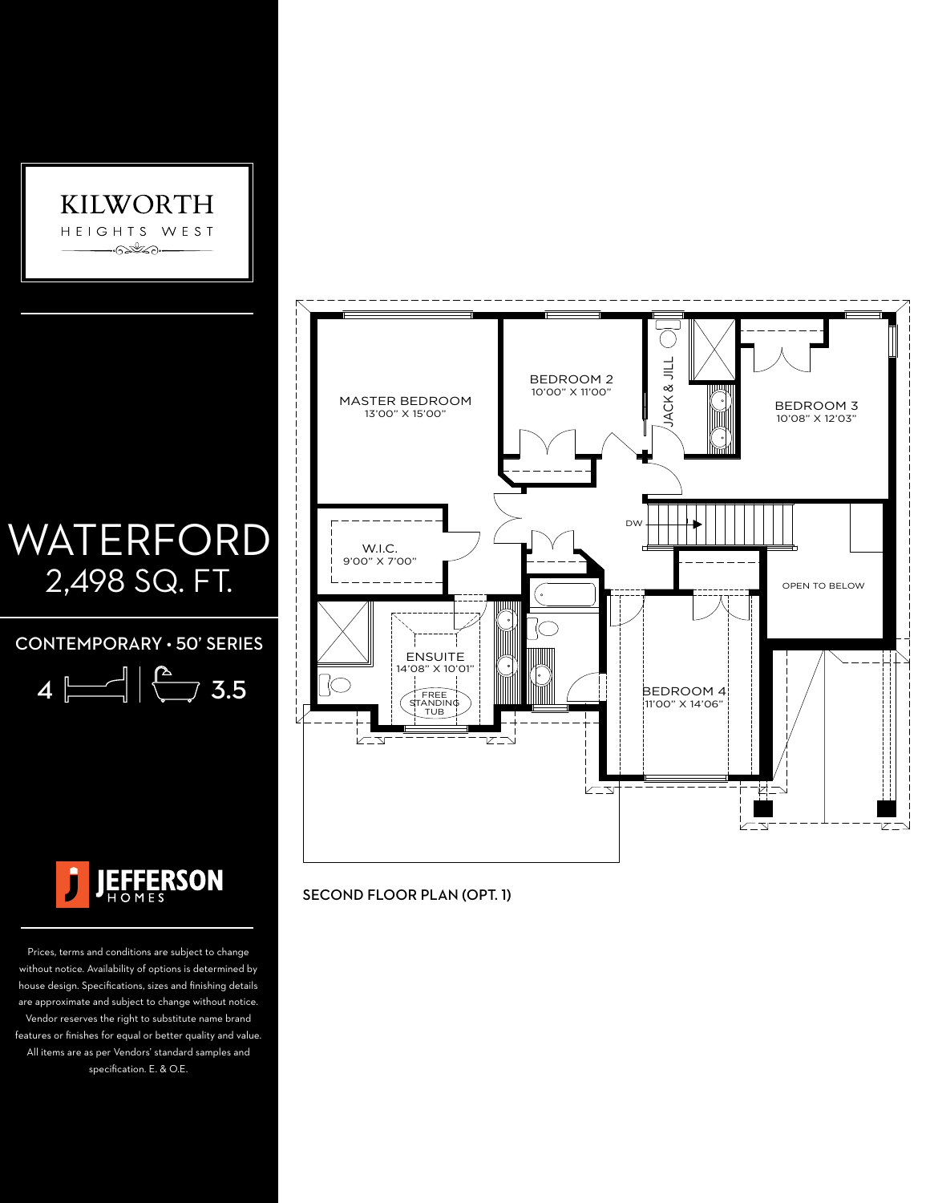KILWORTH

HEIGHTS WEST

# WATERFORD

## 2,498 SQ. FT.

CONTEMPORARY • 50' SERIES

4 | 3.5

JEFFERSON HOMES

Prices, terms and conditions are subject to change without notice. Availability of options is determined by house design. Specifications, sizes and finishing details are approximate and subject to change without notice. Vendor reserves the right to substitute name brand features or finishes for equal or better quality and value. All items are as per Vendors' standard samples and specification. E. & O.E.

MASTER BEDROOM
13'00" X 15'00"

BEDROOM 2
10'00" X 11'00"

JACK & JILL

BEDROOM 3
10'08" X 12'03"

W.I.C.
9'00" X 7'00"

DW

OPEN TO BELOW

ENSUITE
14'08" X 10'01"

FREE STANDING TUB

BEDROOM 4
11'00" X 14'06"

SECOND FLOOR PLAN (OPT. 1)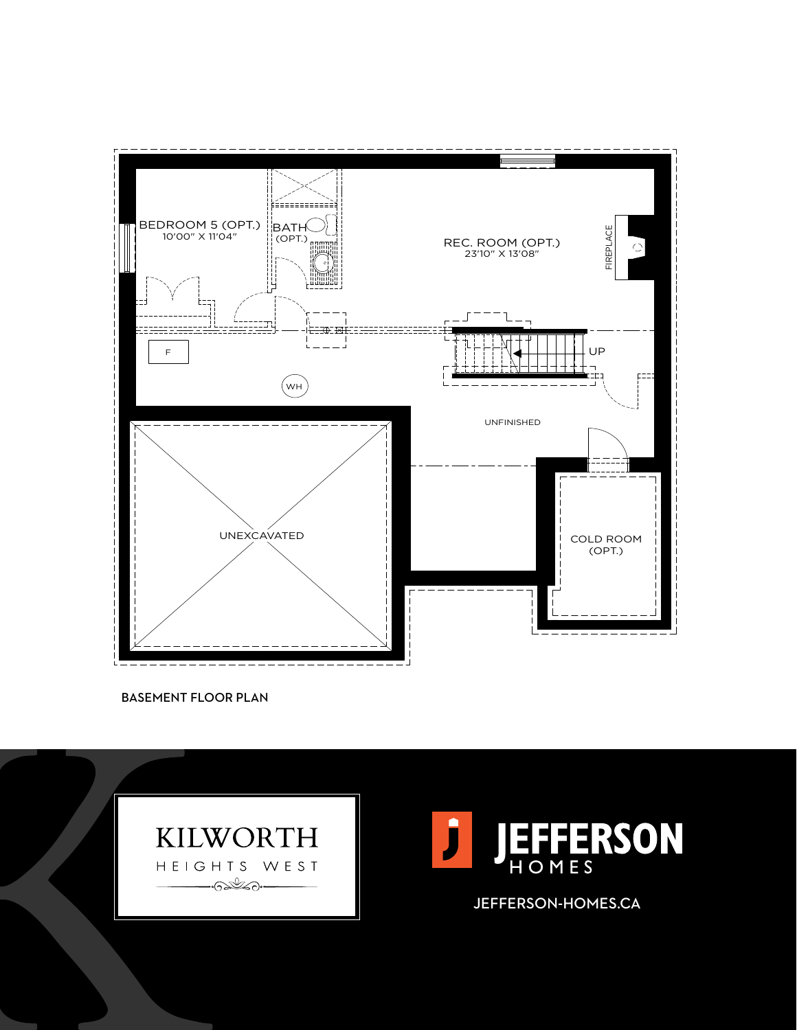BEDROOM 5 (OPT.)
10'00" X 11'04"

BATH
(OPT.)

REC. ROOM (OPT.)
23'10" X 13'08"

FIREPLACE

F

WH

UP

UNFINISHED

UNEXCAVATED

COLD ROOM
(OPT.)

BASEMENT FLOOR PLAN

KILWORTH
HEIGHTS WEST

JEFFERSON
HOMES

JEFFERSON-HOMES.CA